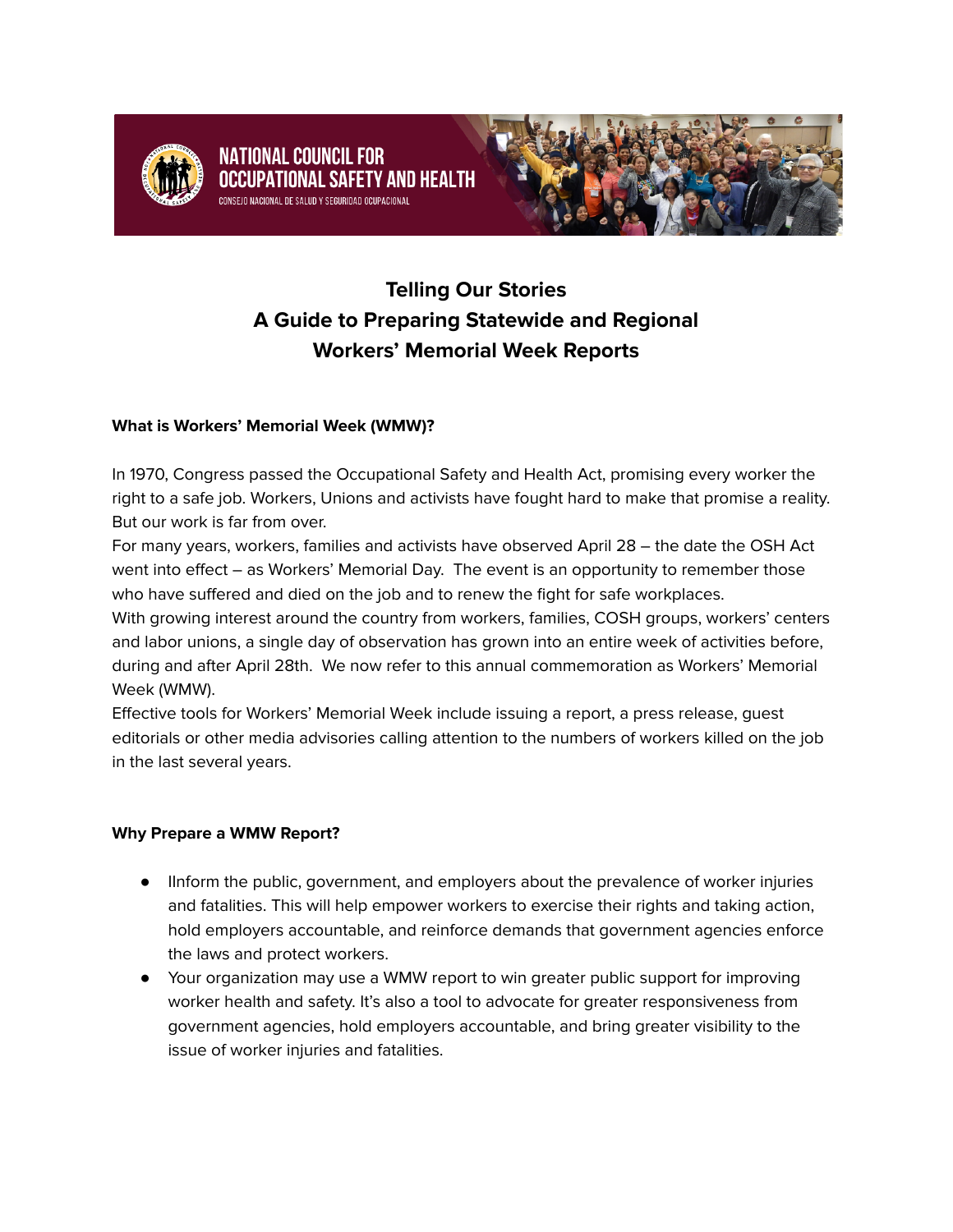NATIONAL COUNCIL FOR OCCUPATIONAL SAFETY AND HEALTH

CONSEJO NACIONAL DE SALUD Y SEGURIDAD OCUPACIONAL

# Telling Our Stories
# A Guide to Preparing Statewide and Regional Workers' Memorial Week Reports

**What is Workers' Memorial Week (WMW)?**

In 1970, Congress passed the Occupational Safety and Health Act, promising every worker the right to a safe job. Workers, Unions and activists have fought hard to make that promise a reality. But our work is far from over.

For many years, workers, families and activists have observed April 28 – the date the OSH Act went into effect – as Workers' Memorial Day. The event is an opportunity to remember those who have suffered and died on the job and to renew the fight for safe workplaces.

With growing interest around the country from workers, families, COSH groups, workers' centers and labor unions, a single day of observation has grown into an entire week of activities before, during and after April 28th. We now refer to this annual commemoration as Workers' Memorial Week (WMW).

Effective tools for Workers' Memorial Week include issuing a report, a press release, guest editorials or other media advisories calling attention to the numbers of workers killed on the job in the last several years.

**Why Prepare a WMW Report?**

- IInform the public, government, and employers about the prevalence of worker injuries and fatalities. This will help empower workers to exercise their rights and taking action, hold employers accountable, and reinforce demands that government agencies enforce the laws and protect workers.
- Your organization may use a WMW report to win greater public support for improving worker health and safety. It's also a tool to advocate for greater responsiveness from government agencies, hold employers accountable, and bring greater visibility to the issue of worker injuries and fatalities.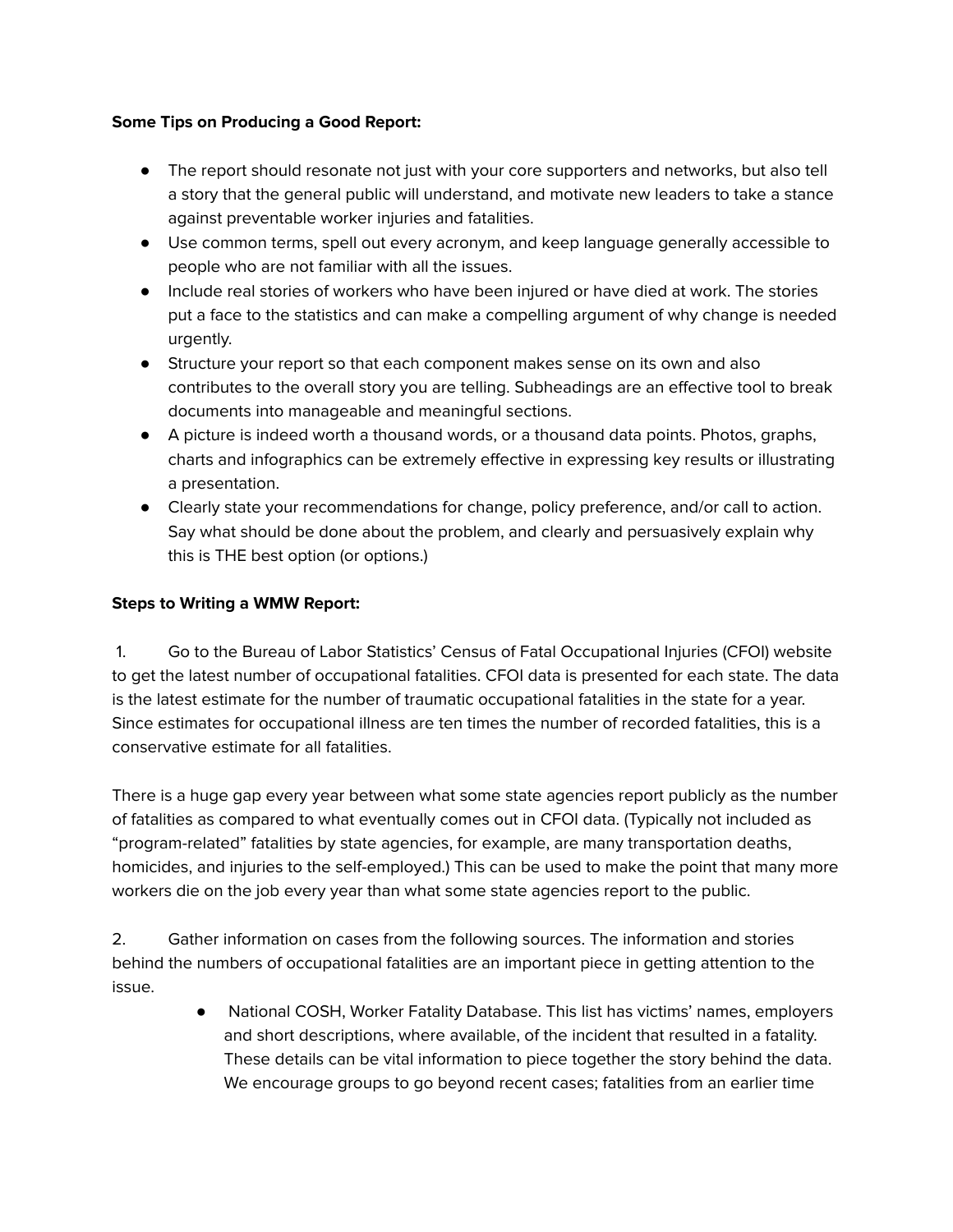**Some Tips on Producing a Good Report:**

- The report should resonate not just with your core supporters and networks, but also tell a story that the general public will understand, and motivate new leaders to take a stance against preventable worker injuries and fatalities.
- Use common terms, spell out every acronym, and keep language generally accessible to people who are not familiar with all the issues.
- Include real stories of workers who have been injured or have died at work. The stories put a face to the statistics and can make a compelling argument of why change is needed urgently.
- Structure your report so that each component makes sense on its own and also contributes to the overall story you are telling. Subheadings are an effective tool to break documents into manageable and meaningful sections.
- A picture is indeed worth a thousand words, or a thousand data points. Photos, graphs, charts and infographics can be extremely effective in expressing key results or illustrating a presentation.
- Clearly state your recommendations for change, policy preference, and/or call to action. Say what should be done about the problem, and clearly and persuasively explain why this is THE best option (or options.)

**Steps to Writing a WMW Report:**

1. Go to the Bureau of Labor Statistics' Census of Fatal Occupational Injuries (CFOI) website to get the latest number of occupational fatalities. CFOI data is presented for each state. The data is the latest estimate for the number of traumatic occupational fatalities in the state for a year. Since estimates for occupational illness are ten times the number of recorded fatalities, this is a conservative estimate for all fatalities.

There is a huge gap every year between what some state agencies report publicly as the number of fatalities as compared to what eventually comes out in CFOI data. (Typically not included as "program-related" fatalities by state agencies, for example, are many transportation deaths, homicides, and injuries to the self-employed.) This can be used to make the point that many more workers die on the job every year than what some state agencies report to the public.

2. Gather information on cases from the following sources. The information and stories behind the numbers of occupational fatalities are an important piece in getting attention to the issue.

   - National COSH, Worker Fatality Database. This list has victims' names, employers and short descriptions, where available, of the incident that resulted in a fatality. These details can be vital information to piece together the story behind the data. We encourage groups to go beyond recent cases; fatalities from an earlier time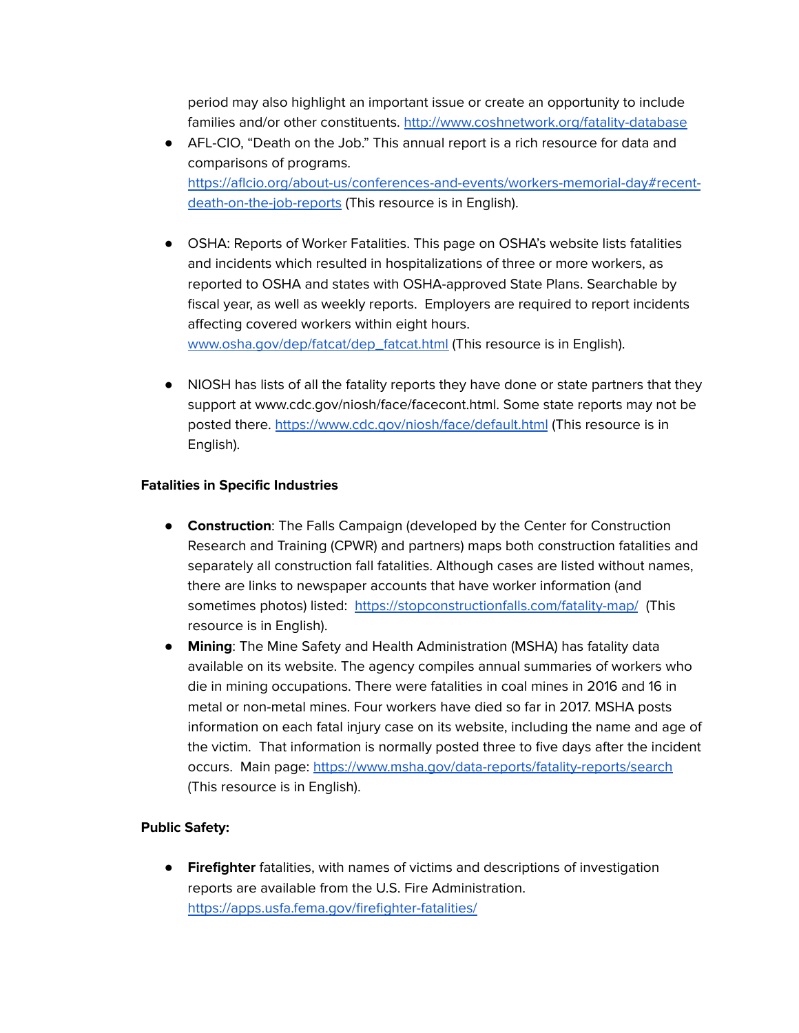period may also highlight an important issue or create an opportunity to include families and/or other constituents. [http://www.coshnetwork.org/fatality-database](http://www.coshnetwork.org/fatality-database)

- AFL-CIO, "Death on the Job." This annual report is a rich resource for data and comparisons of programs. [https://aflcio.org/about-us/conferences-and-events/workers-memorial-day#recent-death-on-the-job-reports](https://aflcio.org/about-us/conferences-and-events/workers-memorial-day#recent-death-on-the-job-reports) (This resource is in English).

- OSHA: Reports of Worker Fatalities. This page on OSHA's website lists fatalities and incidents which resulted in hospitalizations of three or more workers, as reported to OSHA and states with OSHA-approved State Plans. Searchable by fiscal year, as well as weekly reports. Employers are required to report incidents affecting covered workers within eight hours. [www.osha.gov/dep/fatcat/dep_fatcat.html](www.osha.gov/dep/fatcat/dep_fatcat.html) (This resource is in English).

- NIOSH has lists of all the fatality reports they have done or state partners that they support at www.cdc.gov/niosh/face/facecont.html. Some state reports may not be posted there. [https://www.cdc.gov/niosh/face/default.html](https://www.cdc.gov/niosh/face/default.html) (This resource is in English).

**Fatalities in Specific Industries**

- **Construction**: The Falls Campaign (developed by the Center for Construction Research and Training (CPWR) and partners) maps both construction fatalities and separately all construction fall fatalities. Although cases are listed without names, there are links to newspaper accounts that have worker information (and sometimes photos) listed: [https://stopconstructionfalls.com/fatality-map/](https://stopconstructionfalls.com/fatality-map/) (This resource is in English).
- **Mining**: The Mine Safety and Health Administration (MSHA) has fatality data available on its website. The agency compiles annual summaries of workers who die in mining occupations. There were fatalities in coal mines in 2016 and 16 in metal or non-metal mines. Four workers have died so far in 2017. MSHA posts information on each fatal injury case on its website, including the name and age of the victim. That information is normally posted three to five days after the incident occurs. Main page: [https://www.msha.gov/data-reports/fatality-reports/search](https://www.msha.gov/data-reports/fatality-reports/search) (This resource is in English).

**Public Safety:**

- **Firefighter** fatalities, with names of victims and descriptions of investigation reports are available from the U.S. Fire Administration. [https://apps.usfa.fema.gov/firefighter-fatalities/](https://apps.usfa.fema.gov/firefighter-fatalities/)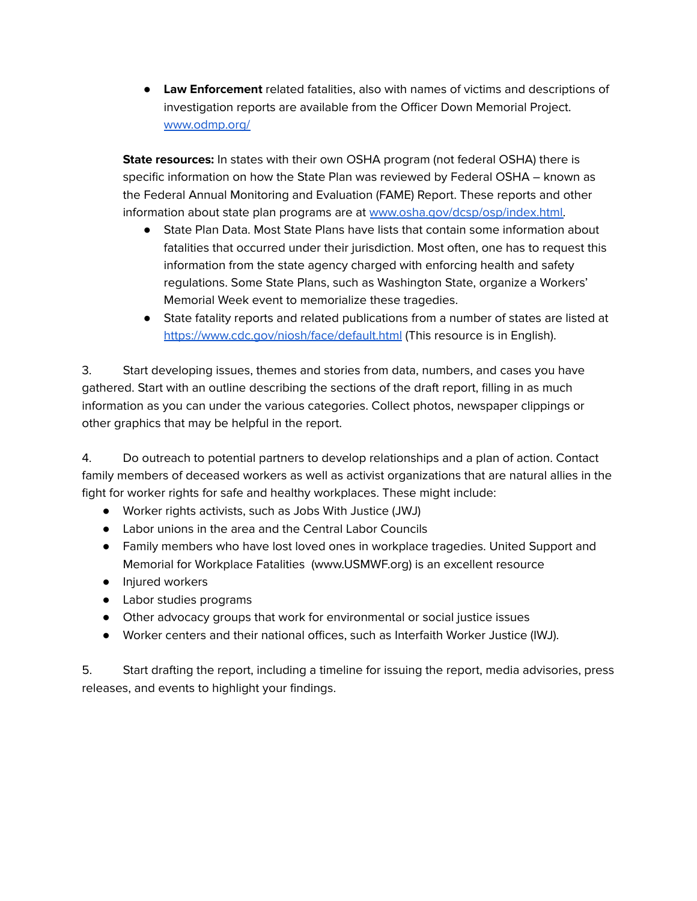- **Law Enforcement** related fatalities, also with names of victims and descriptions of investigation reports are available from the Officer Down Memorial Project. [www.odmp.org/](www.odmp.org/)

**State resources:** In states with their own OSHA program (not federal OSHA) there is specific information on how the State Plan was reviewed by Federal OSHA – known as the Federal Annual Monitoring and Evaluation (FAME) Report. These reports and other information about state plan programs are at [www.osha.gov/dcsp/osp/index.html](www.osha.gov/dcsp/osp/index.html).

- State Plan Data. Most State Plans have lists that contain some information about fatalities that occurred under their jurisdiction. Most often, one has to request this information from the state agency charged with enforcing health and safety regulations. Some State Plans, such as Washington State, organize a Workers' Memorial Week event to memorialize these tragedies.
- State fatality reports and related publications from a number of states are listed at [https://www.cdc.gov/niosh/face/default.html](https://www.cdc.gov/niosh/face/default.html) (This resource is in English).

3. Start developing issues, themes and stories from data, numbers, and cases you have gathered. Start with an outline describing the sections of the draft report, filling in as much information as you can under the various categories. Collect photos, newspaper clippings or other graphics that may be helpful in the report.

4. Do outreach to potential partners to develop relationships and a plan of action. Contact family members of deceased workers as well as activist organizations that are natural allies in the fight for worker rights for safe and healthy workplaces. These might include:
   - Worker rights activists, such as Jobs With Justice (JWJ)
   - Labor unions in the area and the Central Labor Councils
   - Family members who have lost loved ones in workplace tragedies. United Support and Memorial for Workplace Fatalities (www.USMWF.org) is an excellent resource
   - Injured workers
   - Labor studies programs
   - Other advocacy groups that work for environmental or social justice issues
   - Worker centers and their national offices, such as Interfaith Worker Justice (IWJ).

5. Start drafting the report, including a timeline for issuing the report, media advisories, press releases, and events to highlight your findings.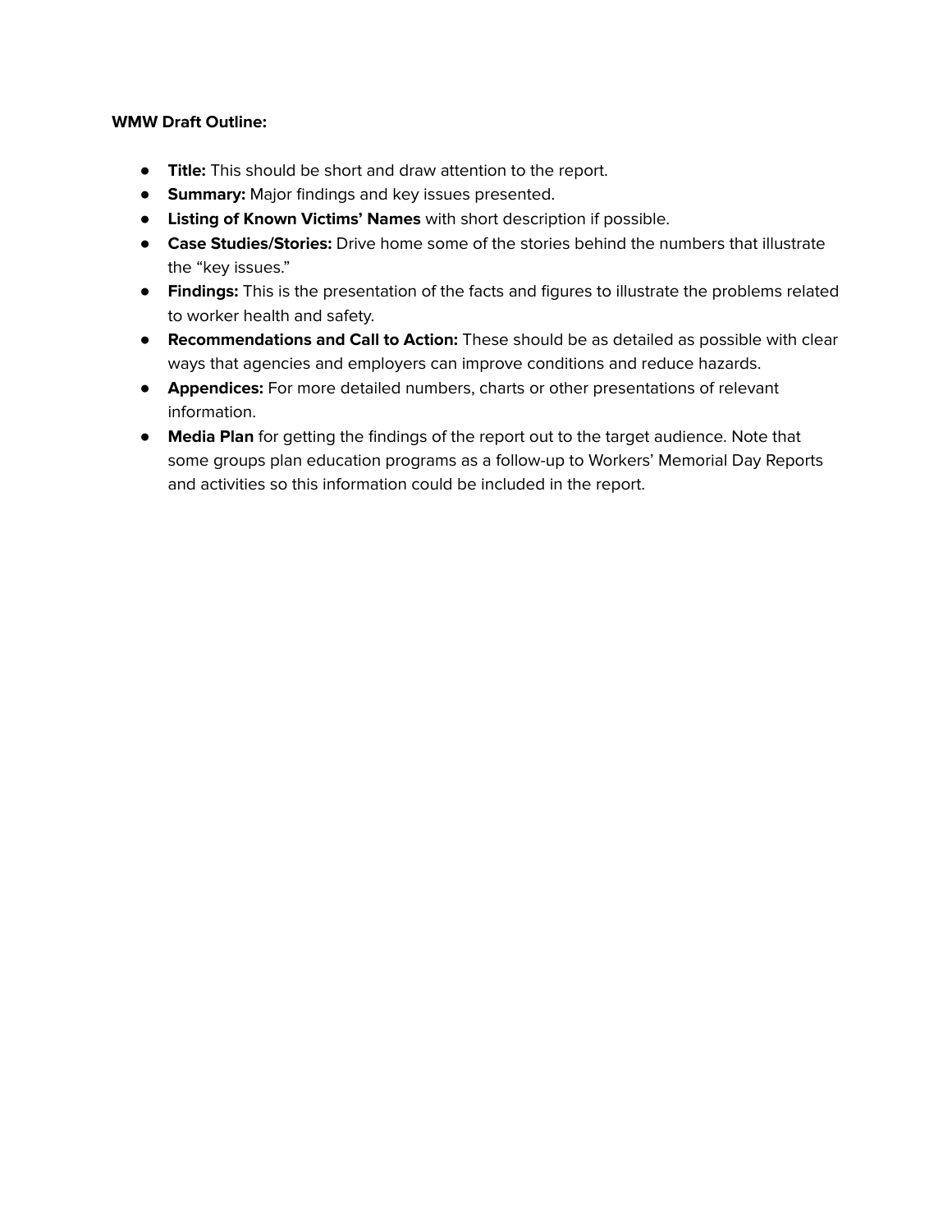**WMW Draft Outline:**

- **Title:** This should be short and draw attention to the report.
- **Summary:** Major findings and key issues presented.
- **Listing of Known Victims' Names** with short description if possible.
- **Case Studies/Stories:** Drive home some of the stories behind the numbers that illustrate the "key issues."
- **Findings:** This is the presentation of the facts and figures to illustrate the problems related to worker health and safety.
- **Recommendations and Call to Action:** These should be as detailed as possible with clear ways that agencies and employers can improve conditions and reduce hazards.
- **Appendices:** For more detailed numbers, charts or other presentations of relevant information.
- **Media Plan** for getting the findings of the report out to the target audience. Note that some groups plan education programs as a follow-up to Workers' Memorial Day Reports and activities so this information could be included in the report.